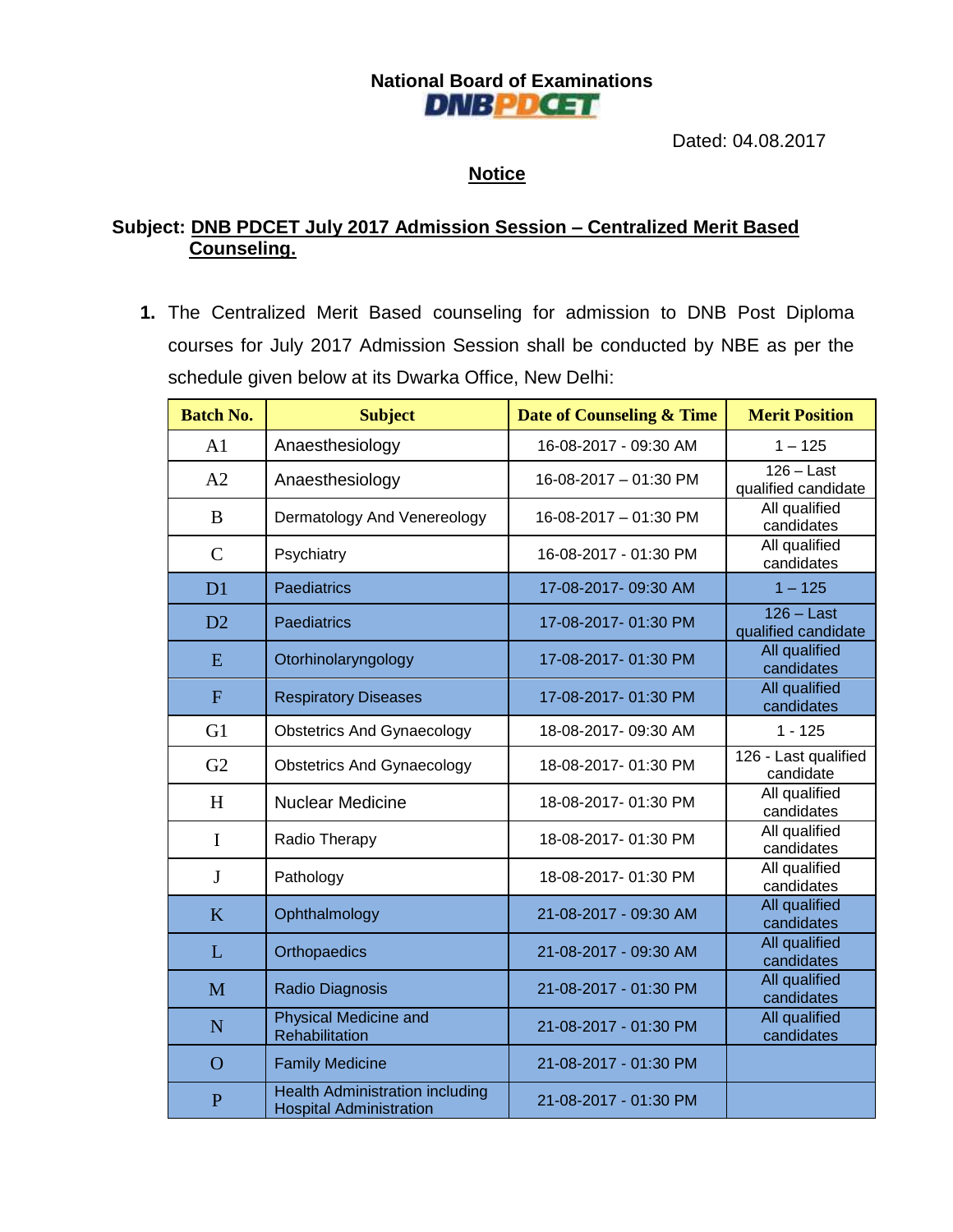**National Board of Examinations**

**DNBPDCET**

Dated: 04.08.2017

## Notice

**Subject: DNB PDCET July 2017 Admission Session – Centralized Merit Based Counseling.**

1. The Centralized Merit Based counseling for admission to DNB Post Diploma courses for July 2017 Admission Session shall be conducted by NBE as per the schedule given below at its Dwarka Office, New Delhi:

| Batch No. | Subject | Date of Counseling & Time | Merit Position |
|---|---|---|---|
| A1 | Anaesthesiology | 16-08-2017 - 09:30 AM | 1 – 125 |
| A2 | Anaesthesiology | 16-08-2017 – 01:30 PM | 126 – Last qualified candidate |
| B | Dermatology And Venereology | 16-08-2017 – 01:30 PM | All qualified candidates |
| C | Psychiatry | 16-08-2017 - 01:30 PM | All qualified candidates |
| D1 | Paediatrics | 17-08-2017- 09:30 AM | 1 – 125 |
| D2 | Paediatrics | 17-08-2017- 01:30 PM | 126 – Last qualified candidate |
| E | Otorhinolaryngology | 17-08-2017- 01:30 PM | All qualified candidates |
| F | Respiratory Diseases | 17-08-2017- 01:30 PM | All qualified candidates |
| G1 | Obstetrics And Gynaecology | 18-08-2017- 09:30 AM | 1 - 125 |
| G2 | Obstetrics And Gynaecology | 18-08-2017- 01:30 PM | 126 - Last qualified candidate |
| H | Nuclear Medicine | 18-08-2017- 01:30 PM | All qualified candidates |
| I | Radio Therapy | 18-08-2017- 01:30 PM | All qualified candidates |
| J | Pathology | 18-08-2017- 01:30 PM | All qualified candidates |
| K | Ophthalmology | 21-08-2017 - 09:30 AM | All qualified candidates |
| L | Orthopaedics | 21-08-2017 - 09:30 AM | All qualified candidates |
| M | Radio Diagnosis | 21-08-2017 - 01:30 PM | All qualified candidates |
| N | Physical Medicine and Rehabilitation | 21-08-2017 - 01:30 PM | All qualified candidates |
| O | Family Medicine | 21-08-2017 - 01:30 PM | |
| P | Health Administration including Hospital Administration | 21-08-2017 - 01:30 PM | |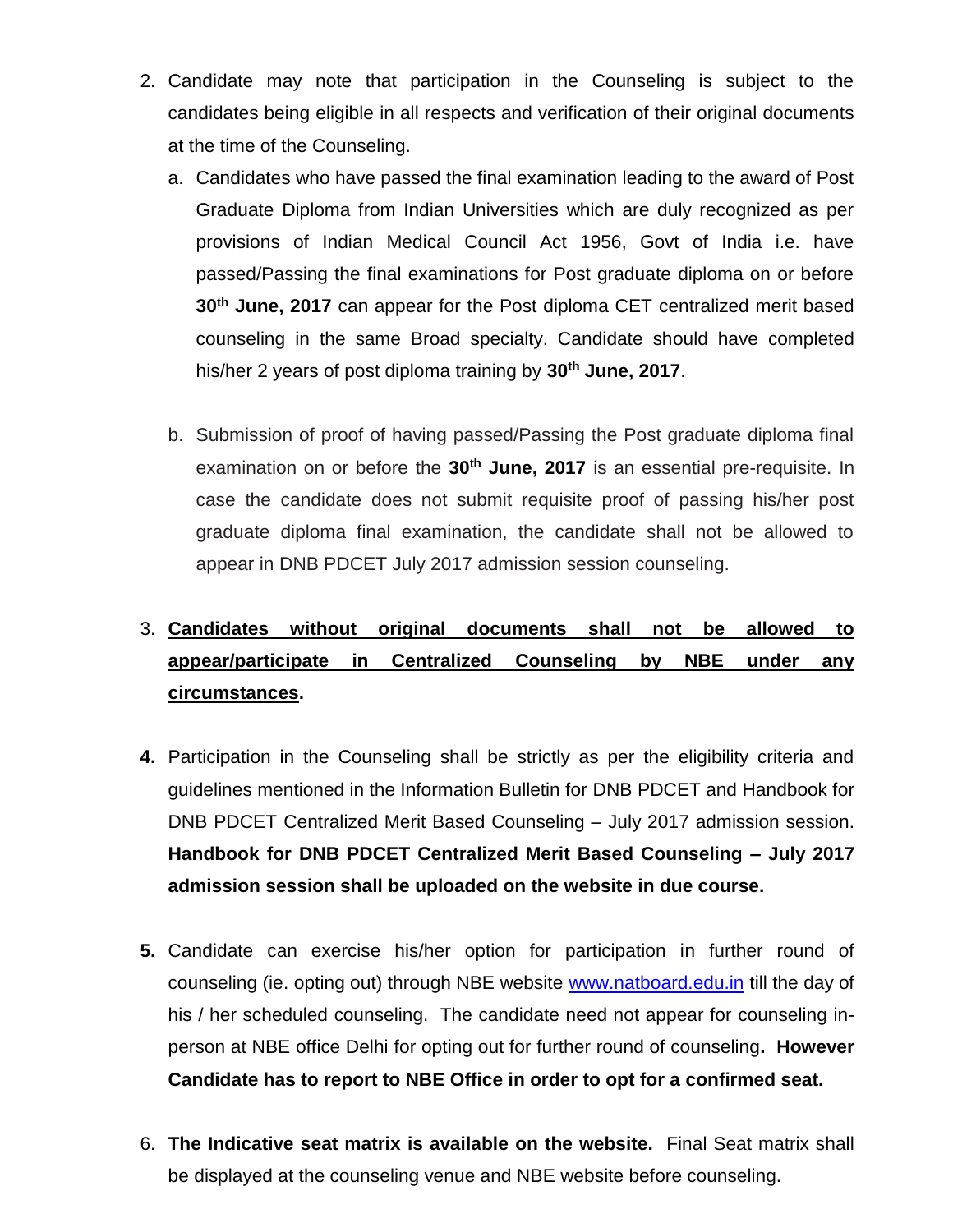2. Candidate may note that participation in the Counseling is subject to the candidates being eligible in all respects and verification of their original documents at the time of the Counseling.

   a. Candidates who have passed the final examination leading to the award of Post Graduate Diploma from Indian Universities which are duly recognized as per provisions of Indian Medical Council Act 1956, Govt of India i.e. have passed/Passing the final examinations for Post graduate diploma on or before **30th June, 2017** can appear for the Post diploma CET centralized merit based counseling in the same Broad specialty. Candidate should have completed his/her 2 years of post diploma training by **30th June, 2017**.

   b. Submission of proof of having passed/Passing the Post graduate diploma final examination on or before the **30th June, 2017** is an essential pre-requisite. In case the candidate does not submit requisite proof of passing his/her post graduate diploma final examination, the candidate shall not be allowed to appear in DNB PDCET July 2017 admission session counseling.

3. <u>**Candidates without original documents shall not be allowed to appear/participate in Centralized Counseling by NBE under any circumstances**</u>**.**

4. Participation in the Counseling shall be strictly as per the eligibility criteria and guidelines mentioned in the Information Bulletin for DNB PDCET and Handbook for DNB PDCET Centralized Merit Based Counseling – July 2017 admission session. **Handbook for DNB PDCET Centralized Merit Based Counseling – July 2017 admission session shall be uploaded on the website in due course.**

5. Candidate can exercise his/her option for participation in further round of counseling (ie. opting out) through NBE website [www.natboard.edu.in](http://www.natboard.edu.in) till the day of his / her scheduled counseling. The candidate need not appear for counseling in-person at NBE office Delhi for opting out for further round of counseling**. However Candidate has to report to NBE Office in order to opt for a confirmed seat.**

6. **The Indicative seat matrix is available on the website.** Final Seat matrix shall be displayed at the counseling venue and NBE website before counseling.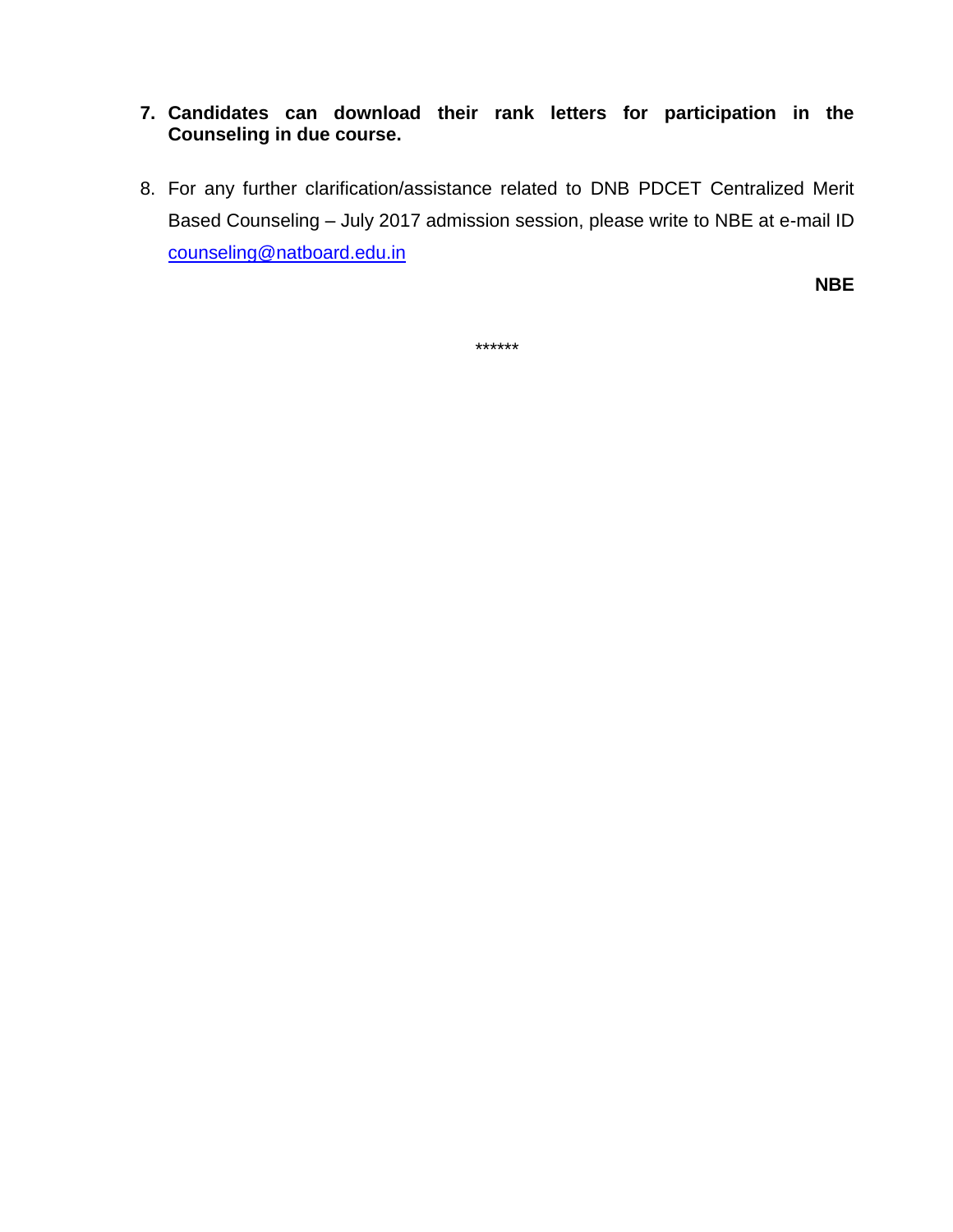7. **Candidates can download their rank letters for participation in the Counseling in due course.**

8. For any further clarification/assistance related to DNB PDCET Centralized Merit Based Counseling – July 2017 admission session, please write to NBE at e-mail ID counseling@natboard.edu.in

**NBE**

******